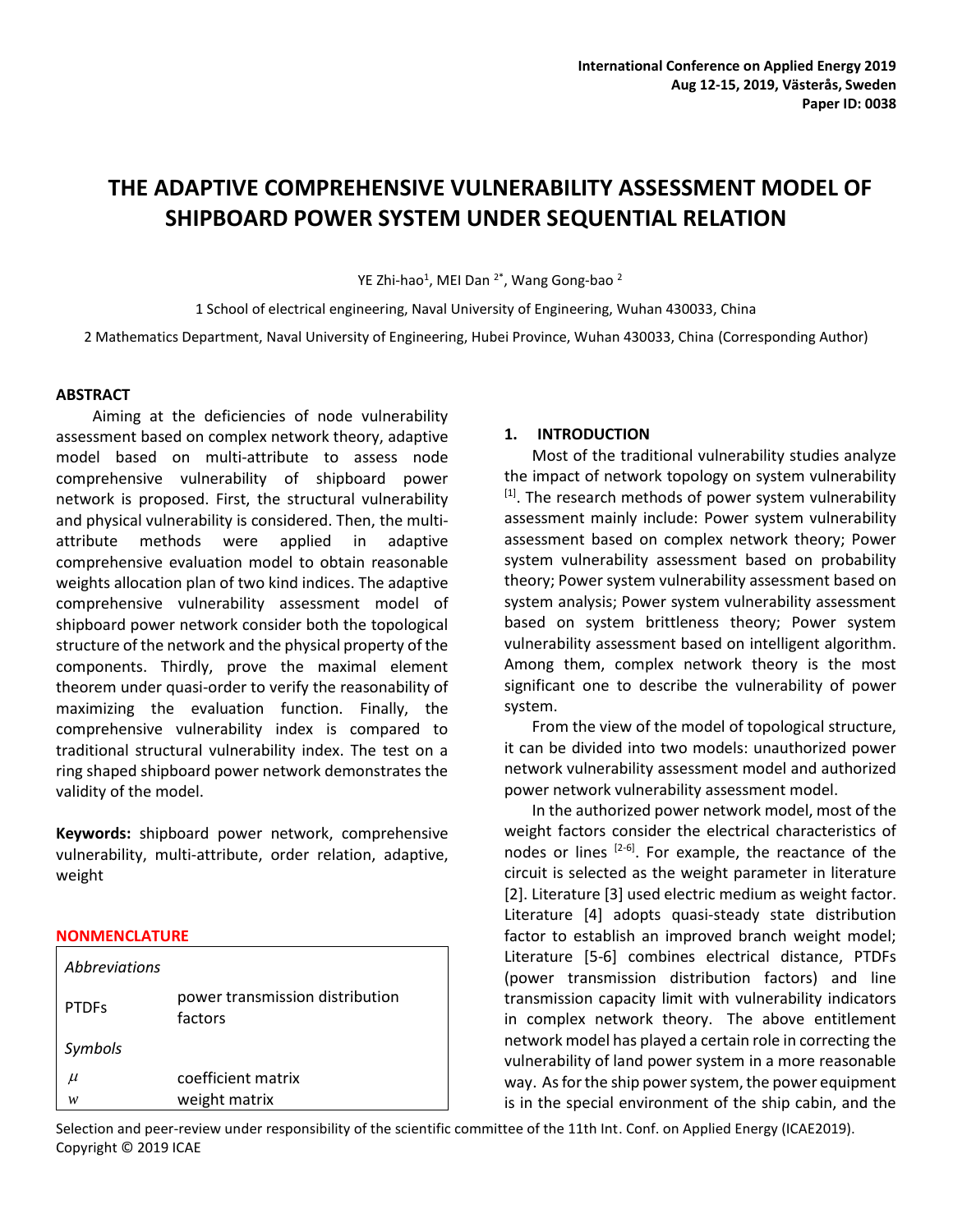International Conference on Applied Energy 2019
Aug 12-15, 2019, Västerås, Sweden
Paper ID: 0038

# THE ADAPTIVE COMPREHENSIVE VULNERABILITY ASSESSMENT MODEL OF SHIPBOARD POWER SYSTEM UNDER SEQUENTIAL RELATION

YE Zhi-hao[1], MEI Dan [2*], Wang Gong-bao [2]

1 School of electrical engineering, Naval University of Engineering, Wuhan 430033, China

2 Mathematics Department, Naval University of Engineering, Hubei Province, Wuhan 430033, China (Corresponding Author)

## ABSTRACT

Aiming at the deficiencies of node vulnerability assessment based on complex network theory, adaptive model based on multi-attribute to assess node comprehensive vulnerability of shipboard power network is proposed. First, the structural vulnerability and physical vulnerability is considered. Then, the multi-attribute methods were applied in adaptive comprehensive evaluation model to obtain reasonable weights allocation plan of two kind indices. The adaptive comprehensive vulnerability assessment model of shipboard power network consider both the topological structure of the network and the physical property of the components. Thirdly, prove the maximal element theorem under quasi-order to verify the reasonability of maximizing the evaluation function. Finally, the comprehensive vulnerability index is compared to traditional structural vulnerability index. The test on a ring shaped shipboard power network demonstrates the validity of the model.

**Keywords:** shipboard power network, comprehensive vulnerability, multi-attribute, order relation, adaptive, weight

## NONMENCLATURE

| *Abbreviations* | |
|---|---|
| PTDFs | power transmission distribution factors |
| *Symbols* | |
| $\mu$ | coefficient matrix |
| $w$ | weight matrix |

## 1. INTRODUCTION

Most of the traditional vulnerability studies analyze the impact of network topology on system vulnerability [1]. The research methods of power system vulnerability assessment mainly include: Power system vulnerability assessment based on complex network theory; Power system vulnerability assessment based on probability theory; Power system vulnerability assessment based on system analysis; Power system vulnerability assessment based on system brittleness theory; Power system vulnerability assessment based on intelligent algorithm. Among them, complex network theory is the most significant one to describe the vulnerability of power system.

From the view of the model of topological structure, it can be divided into two models: unauthorized power network vulnerability assessment model and authorized power network vulnerability assessment model.

In the authorized power network model, most of the weight factors consider the electrical characteristics of nodes or lines [2-6]. For example, the reactance of the circuit is selected as the weight parameter in literature [2]. Literature [3] used electric medium as weight factor. Literature [4] adopts quasi-steady state distribution factor to establish an improved branch weight model; Literature [5-6] combines electrical distance, PTDFs (power transmission distribution factors) and line transmission capacity limit with vulnerability indicators in complex network theory. The above entitlement network model has played a certain role in correcting the vulnerability of land power system in a more reasonable way. As for the ship power system, the power equipment is in the special environment of the ship cabin, and the

Selection and peer-review under responsibility of the scientific committee of the 11th Int. Conf. on Applied Energy (ICAE2019).
Copyright © 2019 ICAE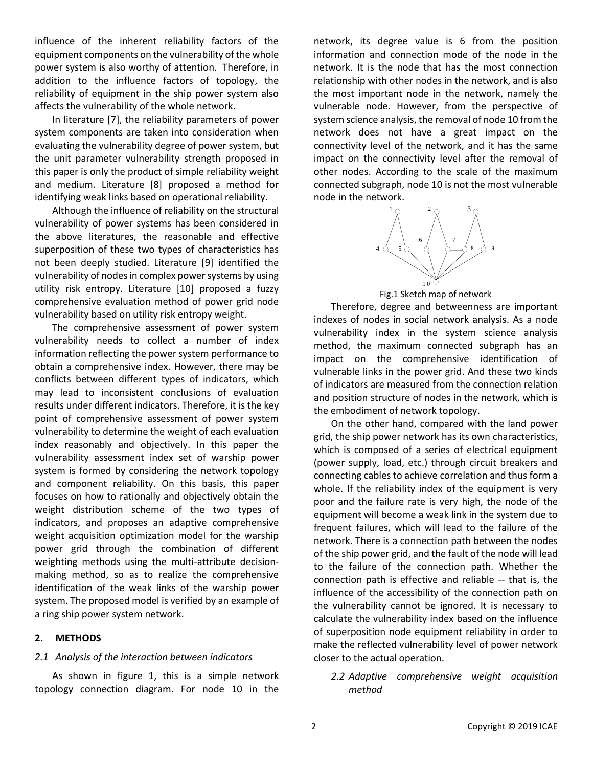influence of the inherent reliability factors of the equipment components on the vulnerability of the whole power system is also worthy of attention. Therefore, in addition to the influence factors of topology, the reliability of equipment in the ship power system also affects the vulnerability of the whole network.

In literature [7], the reliability parameters of power system components are taken into consideration when evaluating the vulnerability degree of power system, but the unit parameter vulnerability strength proposed in this paper is only the product of simple reliability weight and medium. Literature [8] proposed a method for identifying weak links based on operational reliability.

Although the influence of reliability on the structural vulnerability of power systems has been considered in the above literatures, the reasonable and effective superposition of these two types of characteristics has not been deeply studied. Literature [9] identified the vulnerability of nodes in complex power systems by using utility risk entropy. Literature [10] proposed a fuzzy comprehensive evaluation method of power grid node vulnerability based on utility risk entropy weight.

The comprehensive assessment of power system vulnerability needs to collect a number of index information reflecting the power system performance to obtain a comprehensive index. However, there may be conflicts between different types of indicators, which may lead to inconsistent conclusions of evaluation results under different indicators. Therefore, it is the key point of comprehensive assessment of power system vulnerability to determine the weight of each evaluation index reasonably and objectively. In this paper the vulnerability assessment index set of warship power system is formed by considering the network topology and component reliability. On this basis, this paper focuses on how to rationally and objectively obtain the weight distribution scheme of the two types of indicators, and proposes an adaptive comprehensive weight acquisition optimization model for the warship power grid through the combination of different weighting methods using the multi-attribute decision-making method, so as to realize the comprehensive identification of the weak links of the warship power system. The proposed model is verified by an example of a ring ship power system network.

## 2. METHODS

### *2.1 Analysis of the interaction between indicators*

As shown in figure 1, this is a simple network topology connection diagram. For node 10 in the network, its degree value is 6 from the position information and connection mode of the node in the network. It is the node that has the most connection relationship with other nodes in the network, and is also the most important node in the network, namely the vulnerable node. However, from the perspective of system science analysis, the removal of node 10 from the network does not have a great impact on the connectivity level of the network, and it has the same impact on the connectivity level after the removal of other nodes. According to the scale of the maximum connected subgraph, node 10 is not the most vulnerable node in the network.

Fig.1 Sketch map of network

Therefore, degree and betweenness are important indexes of nodes in social network analysis. As a node vulnerability index in the system science analysis method, the maximum connected subgraph has an impact on the comprehensive identification of vulnerable links in the power grid. And these two kinds of indicators are measured from the connection relation and position structure of nodes in the network, which is the embodiment of network topology.

On the other hand, compared with the land power grid, the ship power network has its own characteristics, which is composed of a series of electrical equipment (power supply, load, etc.) through circuit breakers and connecting cables to achieve correlation and thus form a whole. If the reliability index of the equipment is very poor and the failure rate is very high, the node of the equipment will become a weak link in the system due to frequent failures, which will lead to the failure of the network. There is a connection path between the nodes of the ship power grid, and the fault of the node will lead to the failure of the connection path. Whether the connection path is effective and reliable -- that is, the influence of the accessibility of the connection path on the vulnerability cannot be ignored. It is necessary to calculate the vulnerability index based on the influence of superposition node equipment reliability in order to make the reflected vulnerability level of power network closer to the actual operation.

### *2.2 Adaptive comprehensive weight acquisition method*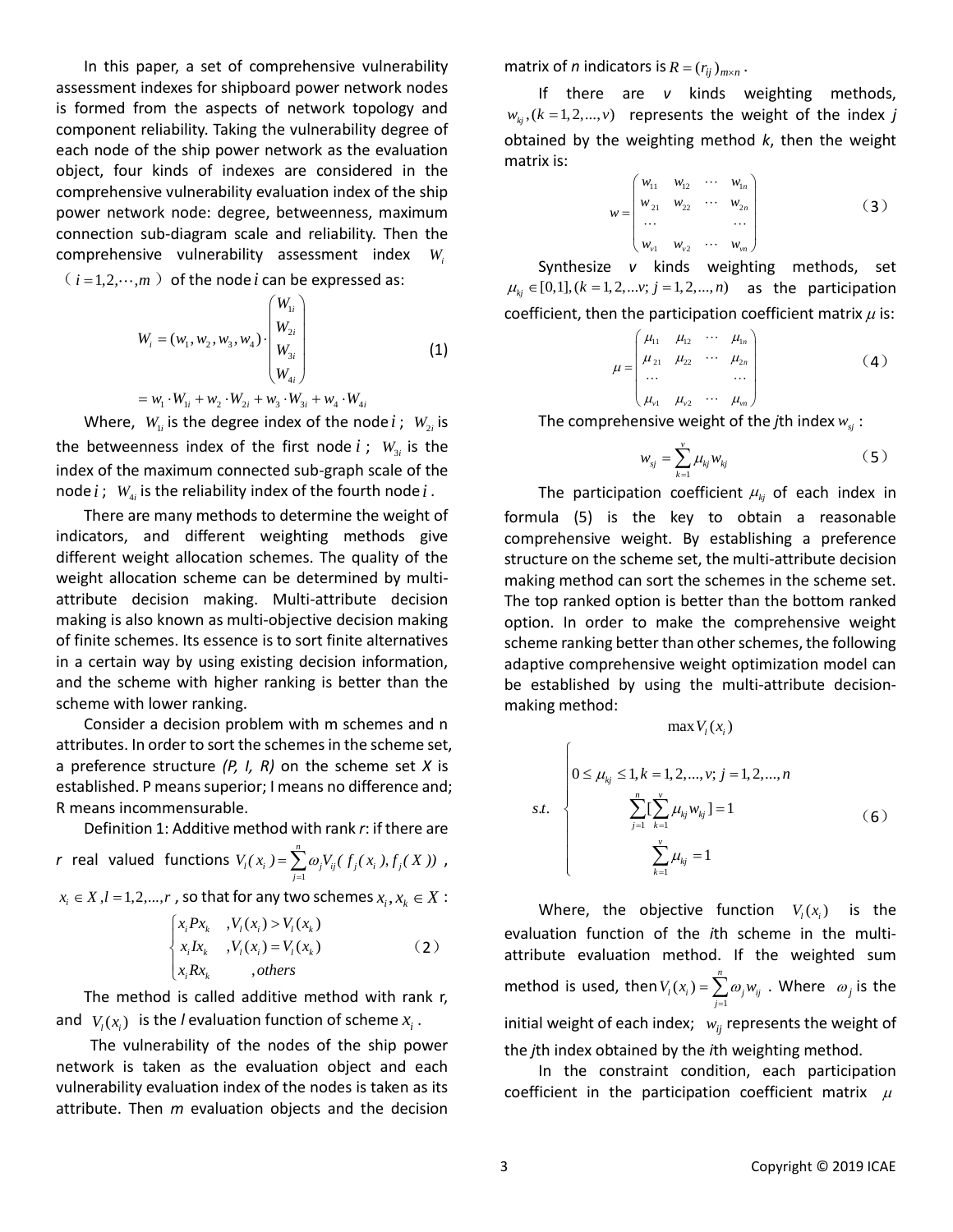In this paper, a set of comprehensive vulnerability assessment indexes for shipboard power network nodes is formed from the aspects of network topology and component reliability. Taking the vulnerability degree of each node of the ship power network as the evaluation object, four kinds of indexes are considered in the comprehensive vulnerability evaluation index of the ship power network node: degree, betweenness, maximum connection sub-diagram scale and reliability. Then the comprehensive vulnerability assessment index $W_i$ （$i = 1,2,\cdots,m$）of the node $i$ can be expressed as:

$$W_i = (w_1, w_2, w_3, w_4) \cdot \begin{pmatrix} W_{1i} \\ W_{2i} \\ W_{3i} \\ W_{4i} \end{pmatrix} \tag{1}$$
$$= w_1 \cdot W_{1i} + w_2 \cdot W_{2i} + w_3 \cdot W_{3i} + w_4 \cdot W_{4i}$$

Where, $W_{1i}$ is the degree index of the node $i$ ; $W_{2i}$ is the betweenness index of the first node $i$ ; $W_{3i}$ is the index of the maximum connected sub-graph scale of the node $i$ ; $W_{4i}$ is the reliability index of the fourth node $i$ .

There are many methods to determine the weight of indicators, and different weighting methods give different weight allocation schemes. The quality of the weight allocation scheme can be determined by multi-attribute decision making. Multi-attribute decision making is also known as multi-objective decision making of finite schemes. Its essence is to sort finite alternatives in a certain way by using existing decision information, and the scheme with higher ranking is better than the scheme with lower ranking.

Consider a decision problem with m schemes and n attributes. In order to sort the schemes in the scheme set, a preference structure *(P, I, R)* on the scheme set *X* is established. P means superior; I means no difference and; R means incommensurable.

Definition 1: Additive method with rank *r*: if there are *r* real valued functions $V_l(x_i) = \sum_{j=1}^{n} \omega_j V_{lj}(f_j(x_i), f_j(X))$ , $x_i \in X, l = 1,2,...,r$ , so that for any two schemes $x_i, x_k \in X$ :

$$\begin{cases} x_i P x_k & , V_l(x_i) > V_l(x_k) \\ x_i I x_k & , V_l(x_i) = V_l(x_k) \\ x_i R x_k & , others \end{cases} \tag{2}$$

The method is called additive method with rank r, and $V_l(x_i)$ is the $l$ evaluation function of scheme $x_i$ .

The vulnerability of the nodes of the ship power network is taken as the evaluation object and each vulnerability evaluation index of the nodes is taken as its attribute. Then *m* evaluation objects and the decision matrix of *n* indicators is $R = (r_{ij})_{m \times n}$ .

If there are *v* kinds weighting methods, $w_{kj}, (k = 1,2,...,v)$ represents the weight of the index *j* obtained by the weighting method *k*, then the weight matrix is:

$$w = \begin{pmatrix} w_{11} & w_{12} & \cdots & w_{1n} \\ w_{21} & w_{22} & \cdots & w_{2n} \\ \cdots & & & \cdots \\ w_{v1} & w_{v2} & \cdots & w_{vn} \end{pmatrix} \tag{3}$$

Synthesize *v* kinds weighting methods, set $\mu_{kj} \in [0,1], (k = 1,2,...v; j = 1,2,...,n)$ as the participation coefficient, then the participation coefficient matrix $\mu$ is:

$$\mu = \begin{pmatrix} \mu_{11} & \mu_{12} & \cdots & \mu_{1n} \\ \mu_{21} & \mu_{22} & \cdots & \mu_{2n} \\ \cdots & & & \cdots \\ \mu_{v1} & \mu_{v2} & \cdots & \mu_{vn} \end{pmatrix} \tag{4}$$

The comprehensive weight of the *j*th index $w_{sj}$ :

$$w_{sj} = \sum_{k=1}^{v} \mu_{kj} w_{kj} \tag{5}$$

The participation coefficient $\mu_{kj}$ of each index in formula (5) is the key to obtain a reasonable comprehensive weight. By establishing a preference structure on the scheme set, the multi-attribute decision making method can sort the schemes in the scheme set. The top ranked option is better than the bottom ranked option. In order to make the comprehensive weight scheme ranking better than other schemes, the following adaptive comprehensive weight optimization model can be established by using the multi-attribute decision-making method:

$$\max V_l(x_i)$$
$$s.t. \begin{cases} 0 \le \mu_{kj} \le 1, k = 1,2,...,v; j = 1,2,...,n \\ \sum_{j=1}^{n} [\sum_{k=1}^{v} \mu_{kj} w_{kj}] = 1 \\ \sum_{k=1}^{v} \mu_{kj} = 1 \end{cases} \tag{6}$$

Where, the objective function $V_l(x_i)$ is the evaluation function of the *i*th scheme in the multi-attribute evaluation method. If the weighted sum method is used, then $V_l(x_i) = \sum_{j=1}^{n} \omega_j w_{ij}$ . Where $\omega_j$ is the initial weight of each index; $w_{ij}$ represents the weight of the *j*th index obtained by the *i*th weighting method.

In the constraint condition, each participation coefficient in the participation coefficient matrix $\mu$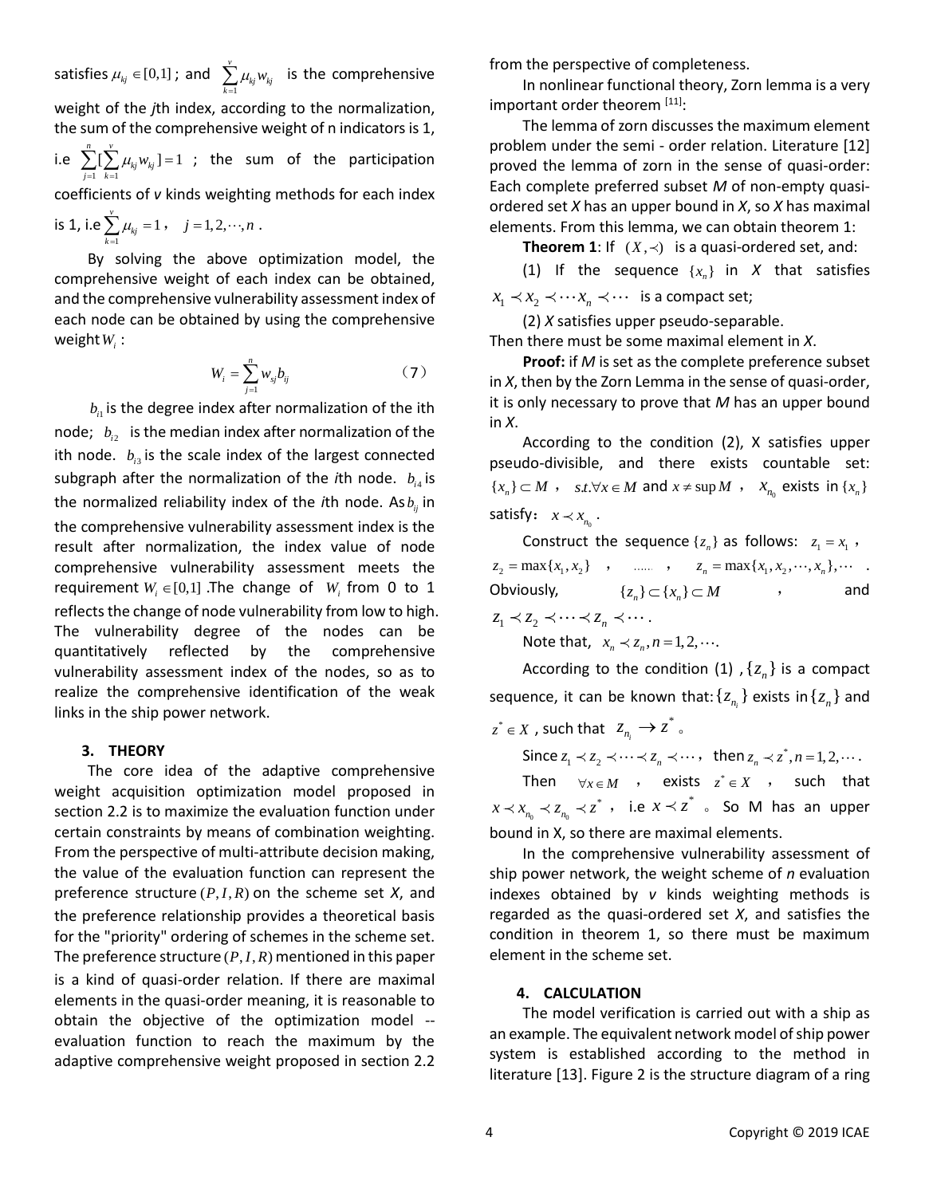satisfies $\mu_{kj} \in [0,1]$ ; and $\sum_{k=1}^{v} \mu_{kj} w_{kj}$ is the comprehensive weight of the *j*th index, according to the normalization, the sum of the comprehensive weight of n indicators is 1, i.e $\sum_{j=1}^{n} [\sum_{k=1}^{v} \mu_{kj} w_{kj}] = 1$ ; the sum of the participation coefficients of *v* kinds weighting methods for each index is 1, i.e $\sum_{k=1}^{v} \mu_{kj} = 1$ , $j = 1, 2, \cdots, n$ .

By solving the above optimization model, the comprehensive weight of each index can be obtained, and the comprehensive vulnerability assessment index of each node can be obtained by using the comprehensive weight $W_i$ :

$$W_i = \sum_{j=1}^{n} w_{sj} b_{ij} \qquad (7)$$

$b_{i1}$ is the degree index after normalization of the ith node; $b_{i2}$ is the median index after normalization of the ith node. $b_{i3}$ is the scale index of the largest connected subgraph after the normalization of the *i*th node. $b_{i4}$ is the normalized reliability index of the *i*th node. As $b_{ij}$ in the comprehensive vulnerability assessment index is the result after normalization, the index value of node comprehensive vulnerability assessment meets the requirement $W_i \in [0,1]$ .The change of $W_i$ from 0 to 1 reflects the change of node vulnerability from low to high. The vulnerability degree of the nodes can be quantitatively reflected by the comprehensive vulnerability assessment index of the nodes, so as to realize the comprehensive identification of the weak links in the ship power network.

## 3. THEORY

The core idea of the adaptive comprehensive weight acquisition optimization model proposed in section 2.2 is to maximize the evaluation function under certain constraints by means of combination weighting. From the perspective of multi-attribute decision making, the value of the evaluation function can represent the preference structure $(P, I, R)$ on the scheme set *X*, and the preference relationship provides a theoretical basis for the "priority" ordering of schemes in the scheme set. The preference structure $(P, I, R)$ mentioned in this paper is a kind of quasi-order relation. If there are maximal elements in the quasi-order meaning, it is reasonable to obtain the objective of the optimization model -- evaluation function to reach the maximum by the adaptive comprehensive weight proposed in section 2.2 from the perspective of completeness.

In nonlinear functional theory, Zorn lemma is a very important order theorem [11]:

The lemma of zorn discusses the maximum element problem under the semi - order relation. Literature [12] proved the lemma of zorn in the sense of quasi-order: Each complete preferred subset *M* of non-empty quasi-ordered set *X* has an upper bound in *X*, so *X* has maximal elements. From this lemma, we can obtain theorem 1:

**Theorem 1**: If $(X, \prec)$ is a quasi-ordered set, and:

(1) If the sequence $\{x_n\}$ in *X* that satisfies $x_1 \prec x_2 \prec \cdots x_n \prec \cdots$ is a compact set;

(2) *X* satisfies upper pseudo-separable.

Then there must be some maximal element in *X*.

**Proof:** if *M* is set as the complete preference subset in *X*, then by the Zorn Lemma in the sense of quasi-order, it is only necessary to prove that *M* has an upper bound in *X*.

According to the condition (2), X satisfies upper pseudo-divisible, and there exists countable set: $\{x_n\} \subset M$ , $s.t. \forall x \in M$ and $x \neq \sup M$ , $x_{n_0}$ exists in $\{x_n\}$ satisfy: $x \prec x_{n_0}$ .

Construct the sequence $\{z_n\}$ as follows: $z_1 = x_1$ , $z_2 = \max\{x_1, x_2\}$ , ...... , $z_n = \max\{x_1, x_2, \cdots, x_n\}, \cdots$ . Obviously, $\{z_n\} \subset \{x_n\} \subset M$ , and $z_1 \prec z_2 \prec \cdots \prec z_n \prec \cdots$ .

Note that, $x_n \prec z_n, n = 1, 2, \cdots$.

According to the condition (1) , $\{z_n\}$ is a compact sequence, it can be known that: $\{z_{n_i}\}$ exists in $\{z_n\}$ and $z^* \in X$ , such that $z_{n_i} \to z^*$ 。

Since $z_1 \prec z_2 \prec \cdots \prec z_n \prec \cdots$ , then $z_n \prec z^*, n = 1, 2, \cdots$ .

Then $\forall x \in M$ , exists $z^* \in X$ , such that $x \prec x_{n_0} \prec z_{n_0} \prec z^*$ , i.e $x \prec z^*$ 。 So M has an upper bound in X, so there are maximal elements.

In the comprehensive vulnerability assessment of ship power network, the weight scheme of *n* evaluation indexes obtained by *v* kinds weighting methods is regarded as the quasi-ordered set *X*, and satisfies the condition in theorem 1, so there must be maximum element in the scheme set.

## 4. CALCULATION

The model verification is carried out with a ship as an example. The equivalent network model of ship power system is established according to the method in literature [13]. Figure 2 is the structure diagram of a ring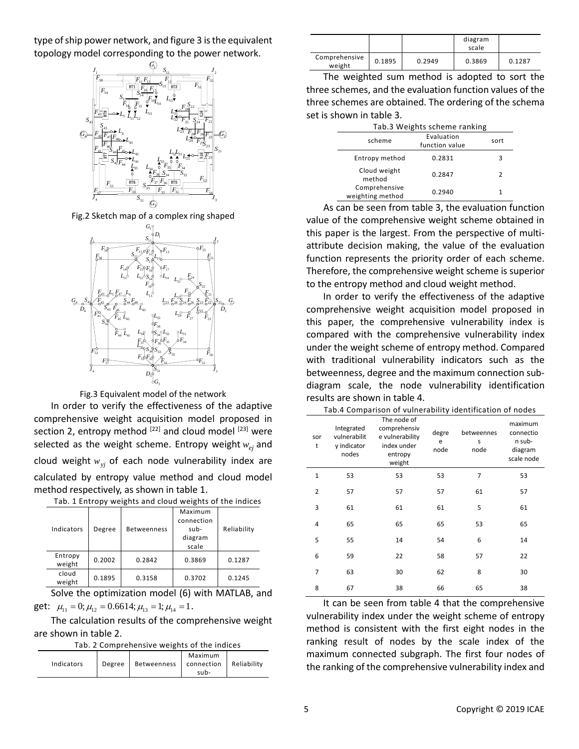type of ship power network, and figure 3 is the equivalent topology model corresponding to the power network.

Fig.2 Sketch map of a complex ring shaped

Fig.3 Equivalent model of the network

In order to verify the effectiveness of the adaptive comprehensive weight acquisition model proposed in section 2, entropy method [22] and cloud model [23] were selected as the weight scheme. Entropy weight $w_{ej}$ and cloud weight $w_{yj}$ of each node vulnerability index are calculated by entropy value method and cloud model method respectively, as shown in table 1.

Tab. 1 Entropy weights and cloud weights of the indices

| Indicators | Degree | Betweenness | Maximum connection sub-diagram scale | Reliability |
|---|---|---|---|---|
| Entropy weight | 0.2002 | 0.2842 | 0.3869 | 0.1287 |
| cloud weight | 0.1895 | 0.3158 | 0.3702 | 0.1245 |

Solve the optimization model (6) with MATLAB, and get: $\mu_{11}=0; \mu_{12}=0.6614; \mu_{13}=1; \mu_{14}=1$.

The calculation results of the comprehensive weight are shown in table 2.

Tab. 2 Comprehensive weights of the indices

| Indicators | Degree | Betweenness | Maximum connection sub-diagram scale | Reliability |
|---|---|---|---|---|
| Comprehensive weight | 0.1895 | 0.2949 | 0.3869 | 0.1287 |

The weighted sum method is adopted to sort the three schemes, and the evaluation function values of the three schemes are obtained. The ordering of the schema set is shown in table 3.

Tab.3 Weights scheme ranking

| scheme | Evaluation function value | sort |
|---|---|---|
| Entropy method | 0.2831 | 3 |
| Cloud weight method | 0.2847 | 2 |
| Comprehensive weighting method | 0.2940 | 1 |

As can be seen from table 3, the evaluation function value of the comprehensive weight scheme obtained in this paper is the largest. From the perspective of multi-attribute decision making, the value of the evaluation function represents the priority order of each scheme. Therefore, the comprehensive weight scheme is superior to the entropy method and cloud weight method.

In order to verify the effectiveness of the adaptive comprehensive weight acquisition model proposed in this paper, the comprehensive vulnerability index is compared with the comprehensive vulnerability index under the weight scheme of entropy method. Compared with traditional vulnerability indicators such as the betweenness, degree and the maximum connection sub-diagram scale, the node vulnerability identification results are shown in table 4.

Tab.4 Comparison of vulnerability identification of nodes

| sort | Integrated vulnerability indicator nodes | The node of comprehensive vulnerability index under entropy weight | degree node | betweenness node | maximum connection sub-diagram scale node |
|---|---|---|---|---|---|
| 1 | 53 | 53 | 53 | 7 | 53 |
| 2 | 57 | 57 | 57 | 61 | 57 |
| 3 | 61 | 61 | 61 | 5 | 61 |
| 4 | 65 | 65 | 65 | 53 | 65 |
| 5 | 55 | 14 | 54 | 6 | 14 |
| 6 | 59 | 22 | 58 | 57 | 22 |
| 7 | 63 | 30 | 62 | 8 | 30 |
| 8 | 67 | 38 | 66 | 65 | 38 |

It can be seen from table 4 that the comprehensive vulnerability index under the weight scheme of entropy method is consistent with the first eight nodes in the ranking result of nodes by the scale index of the maximum connected subgraph. The first four nodes of the ranking of the comprehensive vulnerability index and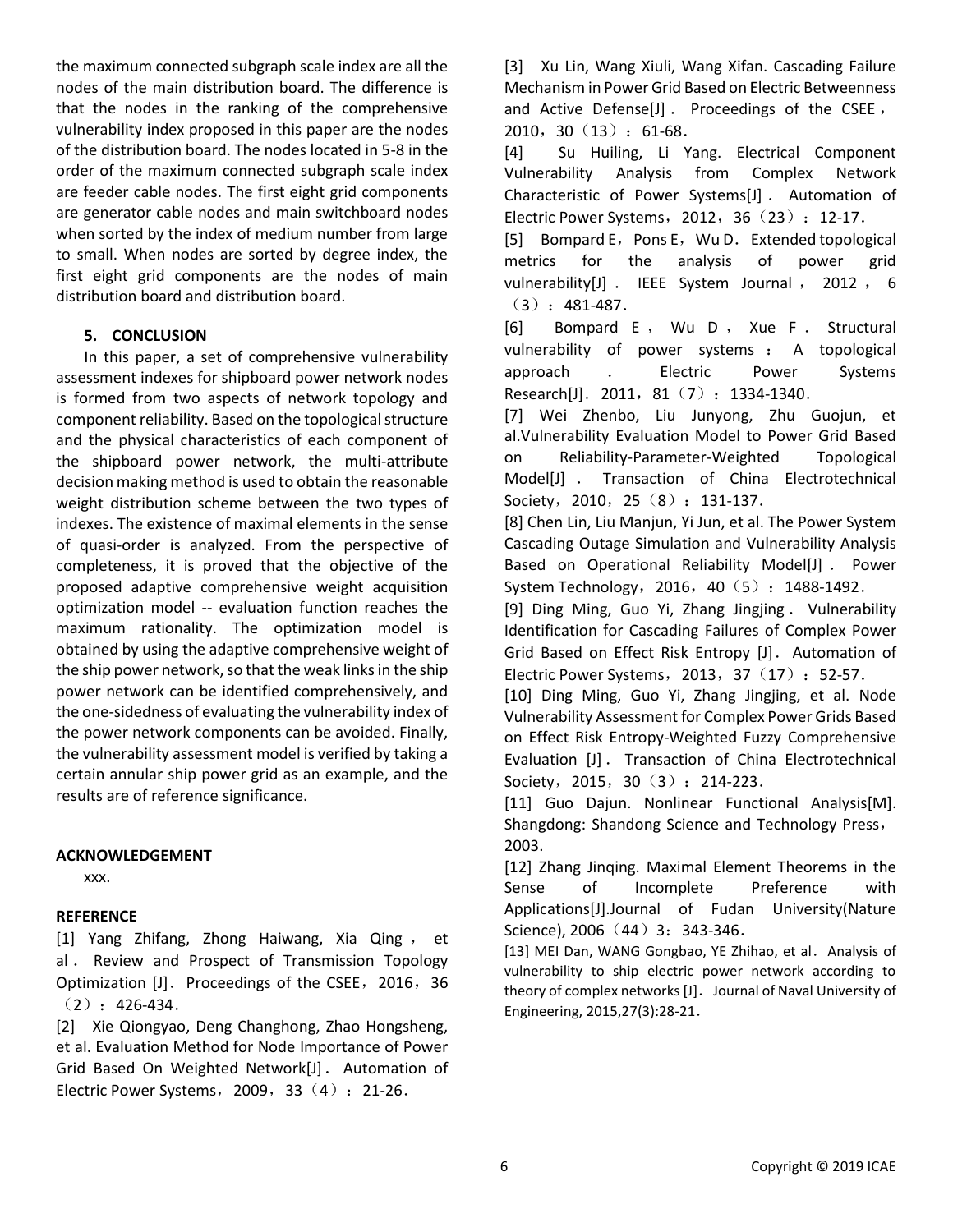the maximum connected subgraph scale index are all the nodes of the main distribution board. The difference is that the nodes in the ranking of the comprehensive vulnerability index proposed in this paper are the nodes of the distribution board. The nodes located in 5-8 in the order of the maximum connected subgraph scale index are feeder cable nodes. The first eight grid components are generator cable nodes and main switchboard nodes when sorted by the index of medium number from large to small. When nodes are sorted by degree index, the first eight grid components are the nodes of main distribution board and distribution board.

## 5. CONCLUSION

In this paper, a set of comprehensive vulnerability assessment indexes for shipboard power network nodes is formed from two aspects of network topology and component reliability. Based on the topological structure and the physical characteristics of each component of the shipboard power network, the multi-attribute decision making method is used to obtain the reasonable weight distribution scheme between the two types of indexes. The existence of maximal elements in the sense of quasi-order is analyzed. From the perspective of completeness, it is proved that the objective of the proposed adaptive comprehensive weight acquisition optimization model -- evaluation function reaches the maximum rationality. The optimization model is obtained by using the adaptive comprehensive weight of the ship power network, so that the weak links in the ship power network can be identified comprehensively, and the one-sidedness of evaluating the vulnerability index of the power network components can be avoided. Finally, the vulnerability assessment model is verified by taking a certain annular ship power grid as an example, and the results are of reference significance.

## ACKNOWLEDGEMENT

xxx.

## REFERENCE

[1] Yang Zhifang, Zhong Haiwang, Xia Qing， et al． Review and Prospect of Transmission Topology Optimization [J]．Proceedings of the CSEE，2016，36（2）：426-434．

[2] Xie Qiongyao, Deng Changhong, Zhao Hongsheng, et al. Evaluation Method for Node Importance of Power Grid Based On Weighted Network[J]． Automation of Electric Power Systems，2009，33（4）：21-26．

[3] Xu Lin, Wang Xiuli, Wang Xifan. Cascading Failure Mechanism in Power Grid Based on Electric Betweenness and Active Defense[J]． Proceedings of the CSEE，2010，30（13）：61-68．

[4] Su Huiling, Li Yang. Electrical Component Vulnerability Analysis from Complex Network Characteristic of Power Systems[J]． Automation of Electric Power Systems，2012，36（23）：12-17．

[5] Bompard E，Pons E，Wu D． Extended topological metrics for the analysis of power grid vulnerability[J]． IEEE System Journal， 2012， 6（3）：481-487．

[6] Bompard E， Wu D， Xue F． Structural vulnerability of power systems： A topological approach ． Electric Power Systems Research[J]．2011，81（7）：1334-1340．

[7] Wei Zhenbo, Liu Junyong, Zhu Guojun, et al.Vulnerability Evaluation Model to Power Grid Based on Reliability-Parameter-Weighted Topological Model[J]． Transaction of China Electrotechnical Society，2010，25（8）：131-137．

[8] Chen Lin, Liu Manjun, Yi Jun, et al. The Power System Cascading Outage Simulation and Vulnerability Analysis Based on Operational Reliability Model[J]． Power System Technology，2016，40（5）：1488-1492．

[9] Ding Ming, Guo Yi, Zhang Jingjing． Vulnerability Identification for Cascading Failures of Complex Power Grid Based on Effect Risk Entropy [J]． Automation of Electric Power Systems，2013，37（17）：52-57．

[10] Ding Ming, Guo Yi, Zhang Jingjing, et al. Node Vulnerability Assessment for Complex Power Grids Based on Effect Risk Entropy-Weighted Fuzzy Comprehensive Evaluation [J]． Transaction of China Electrotechnical Society，2015，30（3）：214-223．

[11] Guo Dajun. Nonlinear Functional Analysis[M]. Shangdong: Shandong Science and Technology Press，2003.

[12] Zhang Jinqing. Maximal Element Theorems in the Sense of Incomplete Preference with Applications[J].Journal of Fudan University(Nature Science), 2006（44）3：343-346．

[13] MEI Dan, WANG Gongbao, YE Zhihao, et al．Analysis of vulnerability to ship electric power network according to theory of complex networks [J]．Journal of Naval University of Engineering, 2015,27(3):28-21．